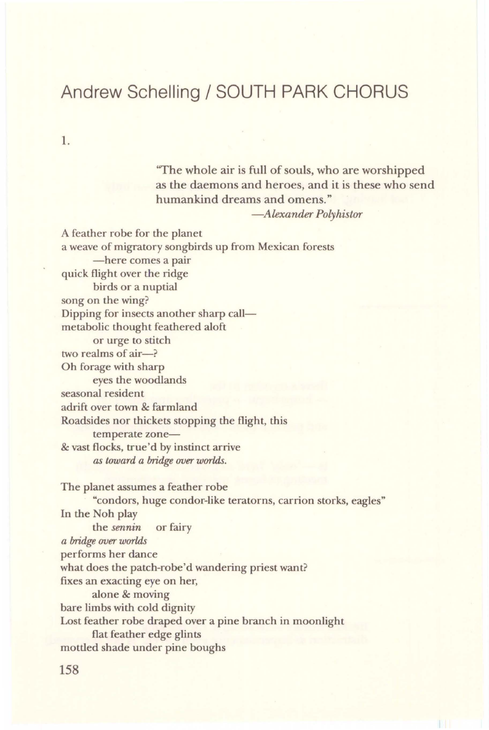# Andrew Schelling / SOUTH PARK CHORUS

1.

> "The whole air is full of souls, who are worshipped as the daemons and heroes, and it is these who send humankind dreams and omens."
>
> —*Alexander Polyhistor*

A feather robe for the planet
a weave of migratory songbirds up from Mexican forests
        —here comes a pair
quick flight over the ridge
        birds or a nuptial
song on the wing?
Dipping for insects another sharp call—
metabolic thought feathered aloft
        or urge to stitch
two realms of air—?
Oh forage with sharp
        eyes the woodlands
seasonal resident
adrift over town & farmland
Roadsides nor thickets stopping the flight, this
        temperate zone—
& vast flocks, true'd by instinct arrive
        *as toward a bridge over worlds.*

The planet assumes a feather robe
        "condors, huge condor-like teratorns, carrion storks, eagles"
In the Noh play
        the *sennin*    or fairy
*a bridge over worlds*
performs her dance
what does the patch-robe'd wandering priest want?
fixes an exacting eye on her,
        alone & moving
bare limbs with cold dignity
Lost feather robe draped over a pine branch in moonlight
        flat feather edge glints
mottled shade under pine boughs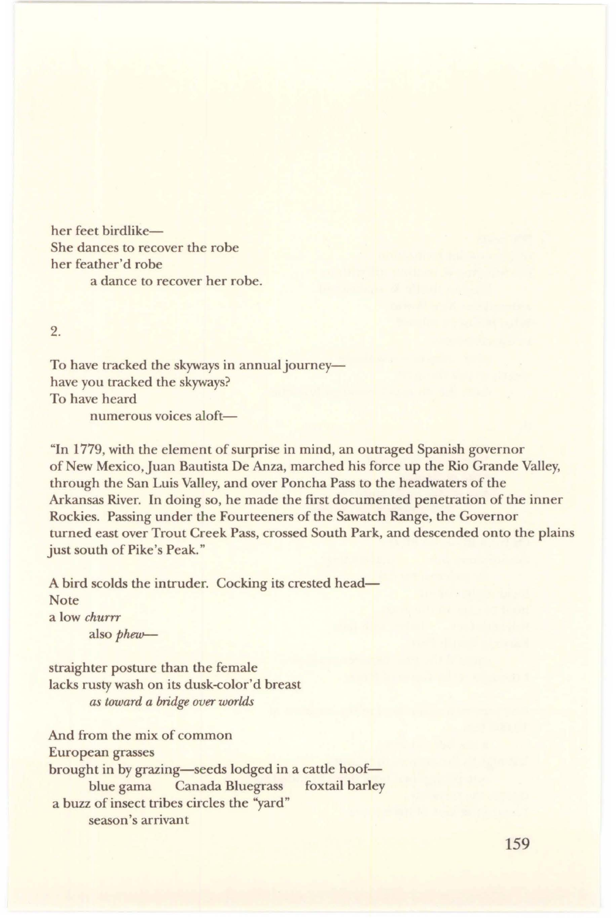her feet birdlike—  
She dances to recover the robe  
her feather'd robe  
    a dance to recover her robe.

2.

To have tracked the skyways in annual journey—  
have you tracked the skyways?  
To have heard  
    numerous voices aloft—

"In 1779, with the element of surprise in mind, an outraged Spanish governor of New Mexico, Juan Bautista De Anza, marched his force up the Rio Grande Valley, through the San Luis Valley, and over Poncha Pass to the headwaters of the Arkansas River. In doing so, he made the first documented penetration of the inner Rockies. Passing under the Fourteeners of the Sawatch Range, the Governor turned east over Trout Creek Pass, crossed South Park, and descended onto the plains just south of Pike's Peak."

A bird scolds the intruder. Cocking its crested head—  
Note  
a low *churrr*  
    also *phew*—

straighter posture than the female  
lacks rusty wash on its dusk-color'd breast  
    *as toward a bridge over worlds*

And from the mix of common  
European grasses  
brought in by grazing—seeds lodged in a cattle hoof—  
    blue gama    Canada Bluegrass    foxtail barley  
a buzz of insect tribes circles the "yard"  
    season's arrivant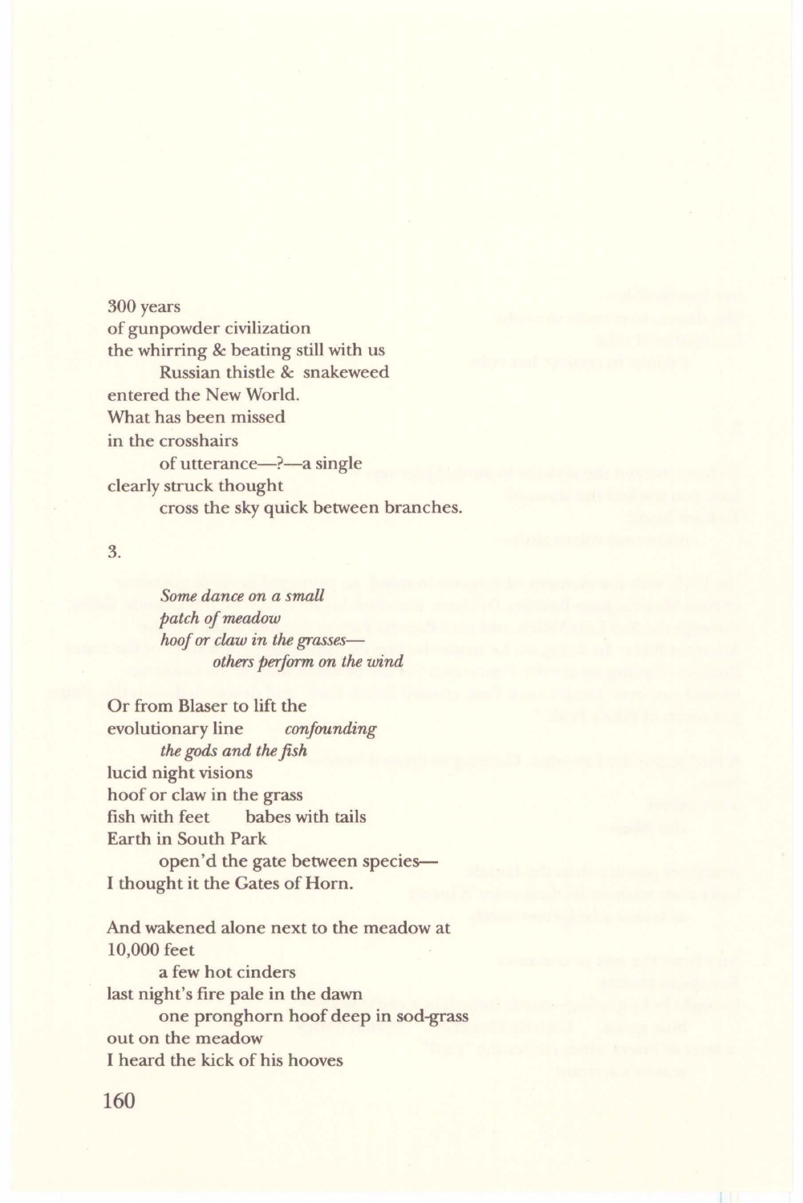300 years
of gunpowder civilization
the whirring & beating still with us
    Russian thistle & snakeweed
entered the New World.
What has been missed
in the crosshairs
    of utterance—?—a single
clearly struck thought
    cross the sky quick between branches.

3.

*Some dance on a small*
*patch of meadow*
*hoof or claw in the grasses—*
    *others perform on the wind*

Or from Blaser to lift the
evolutionary line    *confounding*
    *the gods and the fish*
lucid night visions
hoof or claw in the grass
fish with feet    babes with tails
Earth in South Park
    open'd the gate between species—
I thought it the Gates of Horn.

And wakened alone next to the meadow at
10,000 feet
    a few hot cinders
last night's fire pale in the dawn
    one pronghorn hoof deep in sod-grass
out on the meadow
I heard the kick of his hooves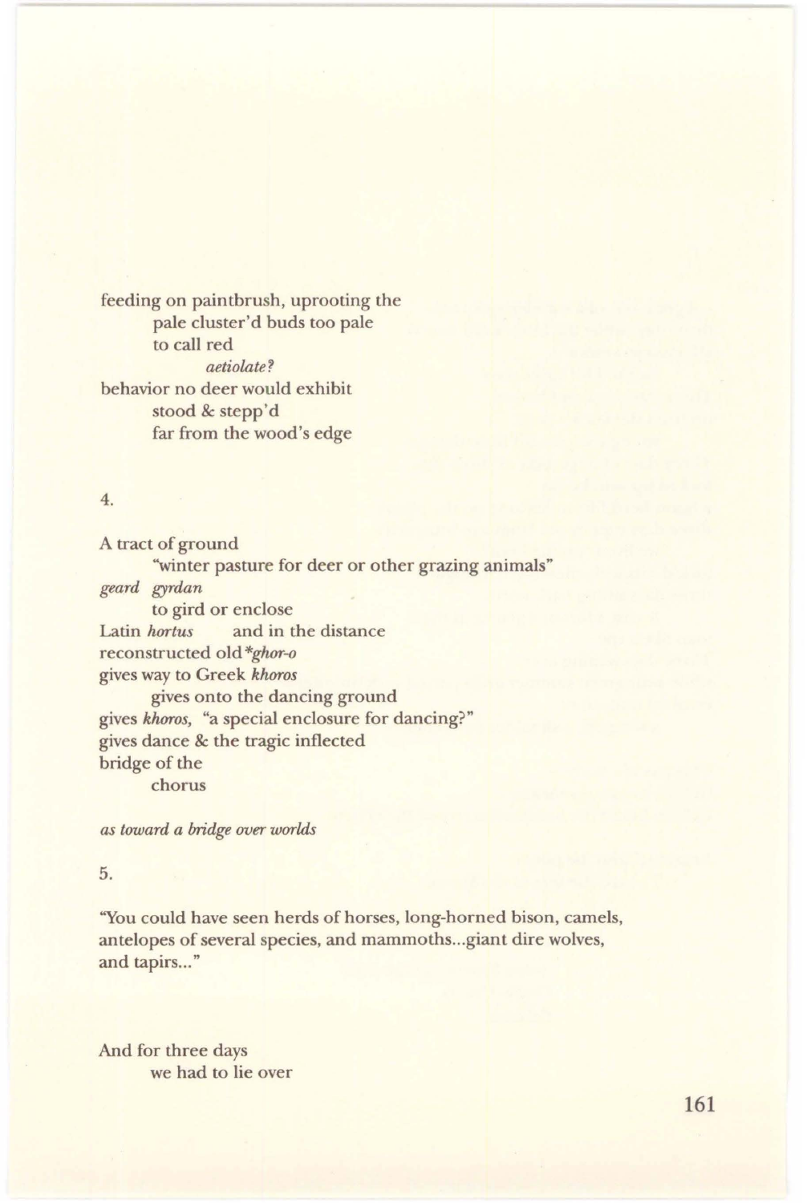feeding on paintbrush, uprooting the
        pale cluster'd buds too pale
        to call red
                *aetiolate?*
behavior no deer would exhibit
        stood & stepp'd
        far from the wood's edge

4.

A tract of ground
        "winter pasture for deer or other grazing animals"
*geard gyrdan*
        to gird or enclose
Latin *hortus*     and in the distance
reconstructed old *\*ghor-o*
gives way to Greek *khoros*
        gives onto the dancing ground
gives *khoros*, "a special enclosure for dancing?"
gives dance & the tragic inflected
bridge of the
        chorus

*as toward a bridge over worlds*

5.

"You could have seen herds of horses, long-horned bison, camels, antelopes of several species, and mammoths...giant dire wolves, and tapirs..."

And for three days
        we had to lie over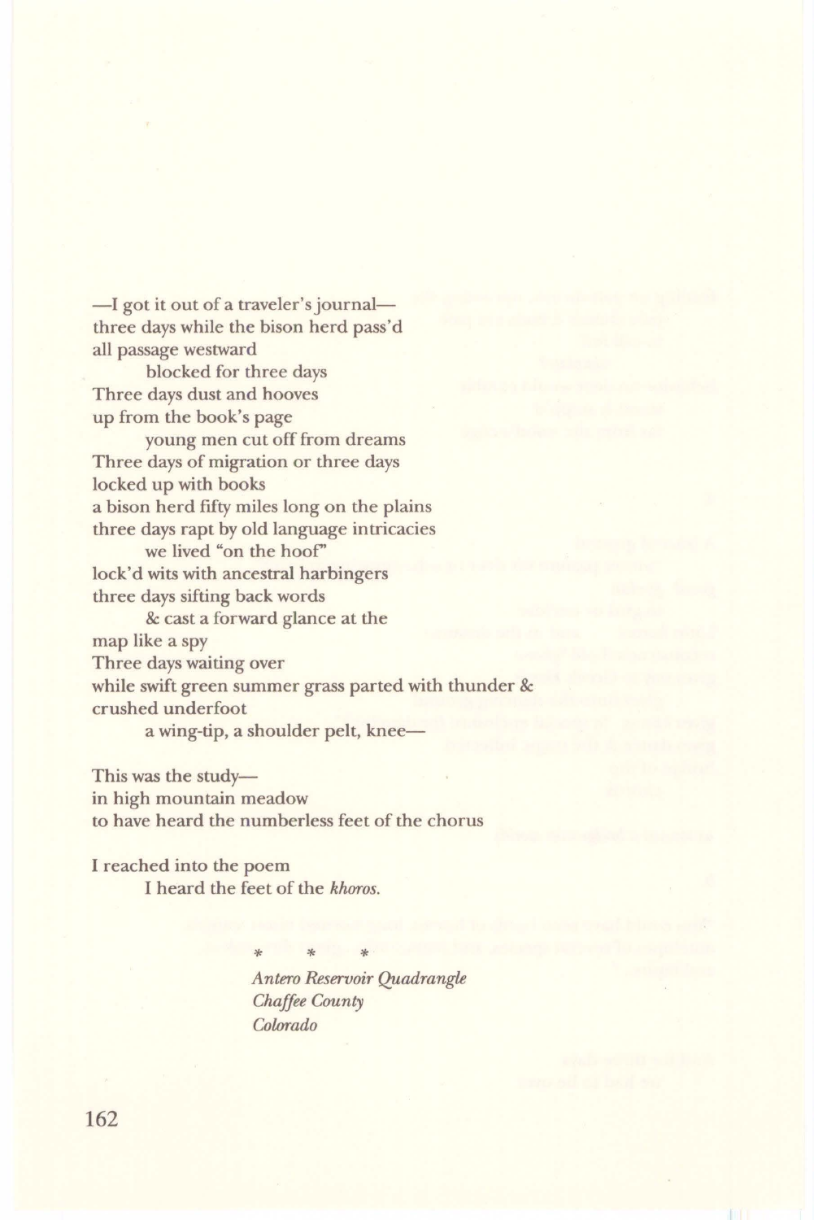—I got it out of a traveler's journal—
three days while the bison herd pass'd
all passage westward
        blocked for three days
Three days dust and hooves
up from the book's page
        young men cut off from dreams
Three days of migration or three days
locked up with books
a bison herd fifty miles long on the plains
three days rapt by old language intricacies
        we lived "on the hoof"
lock'd wits with ancestral harbingers
three days sifting back words
        & cast a forward glance at the
map like a spy
Three days waiting over
while swift green summer grass parted with thunder &
crushed underfoot
        a wing-tip, a shoulder pelt, knee—

This was the study—
in high mountain meadow
to have heard the numberless feet of the chorus

I reached into the poem
        I heard the feet of the *khoros.*

\* \* \*

*Antero Reservoir Quadrangle*
*Chaffee County*
*Colorado*